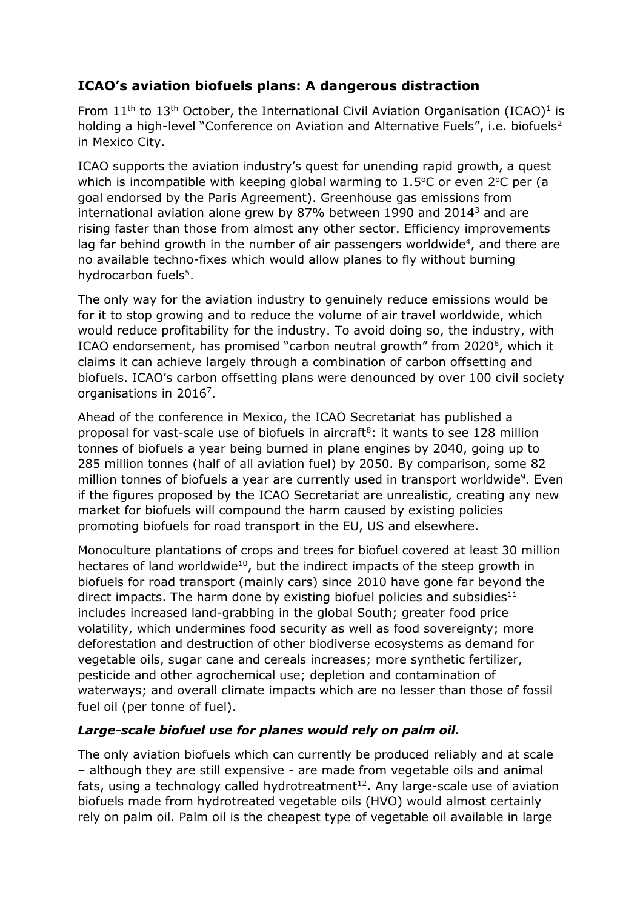## ICAO's aviation biofuels plans: A dangerous distraction

From 11th to 13th October, the International Civil Aviation Organisation (ICAO)[1] is holding a high-level "Conference on Aviation and Alternative Fuels", i.e. biofuels[2] in Mexico City.

ICAO supports the aviation industry's quest for unending rapid growth, a quest which is incompatible with keeping global warming to 1.5°C or even 2°C per (a goal endorsed by the Paris Agreement). Greenhouse gas emissions from international aviation alone grew by 87% between 1990 and 2014[3] and are rising faster than those from almost any other sector. Efficiency improvements lag far behind growth in the number of air passengers worldwide[4], and there are no available techno-fixes which would allow planes to fly without burning hydrocarbon fuels[5].

The only way for the aviation industry to genuinely reduce emissions would be for it to stop growing and to reduce the volume of air travel worldwide, which would reduce profitability for the industry. To avoid doing so, the industry, with ICAO endorsement, has promised "carbon neutral growth" from 2020[6], which it claims it can achieve largely through a combination of carbon offsetting and biofuels. ICAO's carbon offsetting plans were denounced by over 100 civil society organisations in 2016[7].

Ahead of the conference in Mexico, the ICAO Secretariat has published a proposal for vast-scale use of biofuels in aircraft[8]: it wants to see 128 million tonnes of biofuels a year being burned in plane engines by 2040, going up to 285 million tonnes (half of all aviation fuel) by 2050. By comparison, some 82 million tonnes of biofuels a year are currently used in transport worldwide[9]. Even if the figures proposed by the ICAO Secretariat are unrealistic, creating any new market for biofuels will compound the harm caused by existing policies promoting biofuels for road transport in the EU, US and elsewhere.

Monoculture plantations of crops and trees for biofuel covered at least 30 million hectares of land worldwide[10], but the indirect impacts of the steep growth in biofuels for road transport (mainly cars) since 2010 have gone far beyond the direct impacts. The harm done by existing biofuel policies and subsidies[11] includes increased land-grabbing in the global South; greater food price volatility, which undermines food security as well as food sovereignty; more deforestation and destruction of other biodiverse ecosystems as demand for vegetable oils, sugar cane and cereals increases; more synthetic fertilizer, pesticide and other agrochemical use; depletion and contamination of waterways; and overall climate impacts which are no lesser than those of fossil fuel oil (per tonne of fuel).

### *Large-scale biofuel use for planes would rely on palm oil.*

The only aviation biofuels which can currently be produced reliably and at scale – although they are still expensive - are made from vegetable oils and animal fats, using a technology called hydrotreatment[12]. Any large-scale use of aviation biofuels made from hydrotreated vegetable oils (HVO) would almost certainly rely on palm oil. Palm oil is the cheapest type of vegetable oil available in large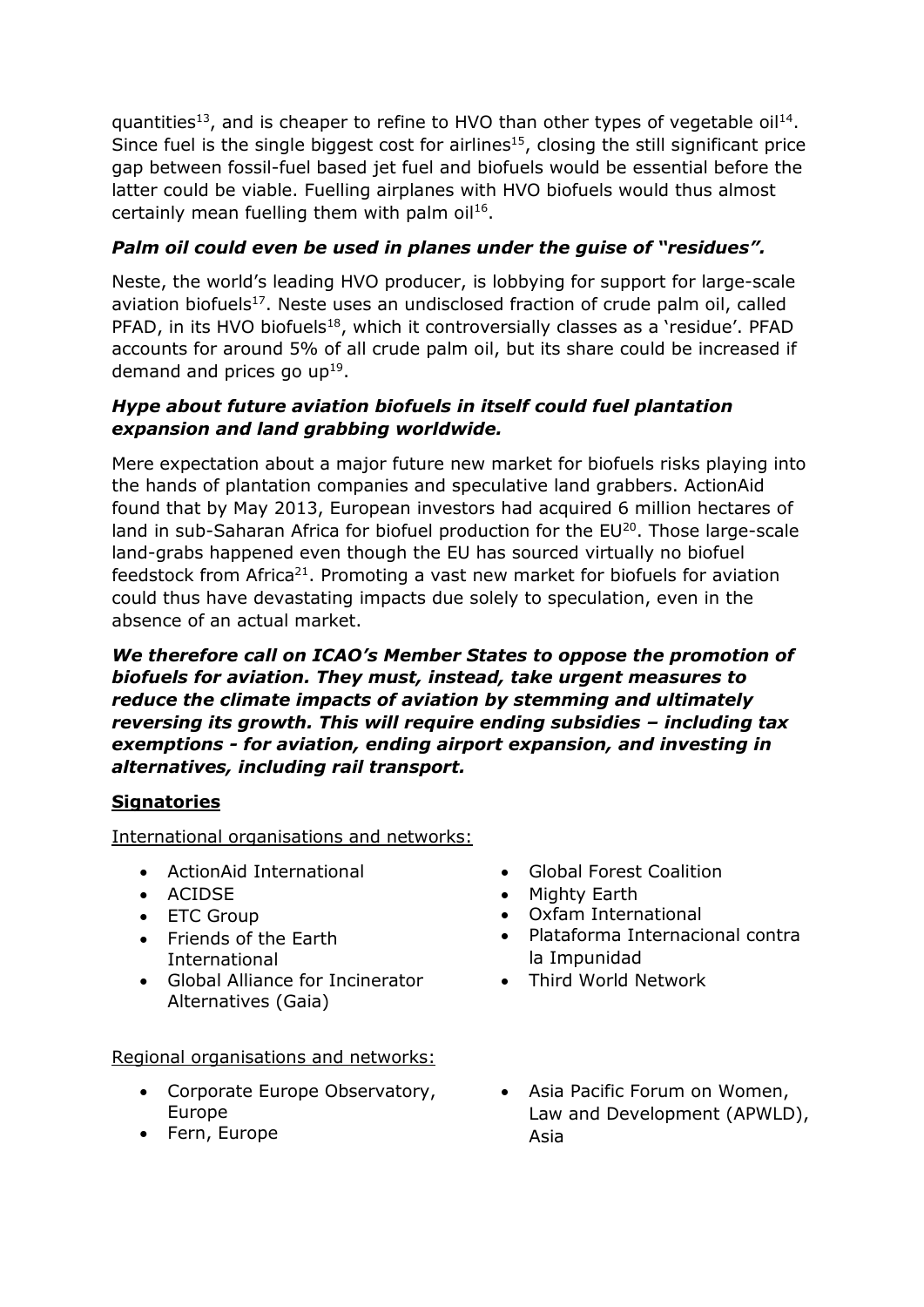quantities[13], and is cheaper to refine to HVO than other types of vegetable oil[14]. Since fuel is the single biggest cost for airlines[15], closing the still significant price gap between fossil-fuel based jet fuel and biofuels would be essential before the latter could be viable. Fuelling airplanes with HVO biofuels would thus almost certainly mean fuelling them with palm oil[16].

***Palm oil could even be used in planes under the guise of "residues".***

Neste, the world's leading HVO producer, is lobbying for support for large-scale aviation biofuels[17]. Neste uses an undisclosed fraction of crude palm oil, called PFAD, in its HVO biofuels[18], which it controversially classes as a 'residue'. PFAD accounts for around 5% of all crude palm oil, but its share could be increased if demand and prices go up[19].

***Hype about future aviation biofuels in itself could fuel plantation expansion and land grabbing worldwide.***

Mere expectation about a major future new market for biofuels risks playing into the hands of plantation companies and speculative land grabbers. ActionAid found that by May 2013, European investors had acquired 6 million hectares of land in sub-Saharan Africa for biofuel production for the EU[20]. Those large-scale land-grabs happened even though the EU has sourced virtually no biofuel feedstock from Africa[21]. Promoting a vast new market for biofuels for aviation could thus have devastating impacts due solely to speculation, even in the absence of an actual market.

***We therefore call on ICAO's Member States to oppose the promotion of biofuels for aviation. They must, instead, take urgent measures to reduce the climate impacts of aviation by stemming and ultimately reversing its growth. This will require ending subsidies – including tax exemptions - for aviation, ending airport expansion, and investing in alternatives, including rail transport.***

**Signatories**

International organisations and networks:

- ActionAid International
- ACIDSE
- ETC Group
- Friends of the Earth International
- Global Alliance for Incinerator Alternatives (Gaia)
- Global Forest Coalition
- Mighty Earth
- Oxfam International
- Plataforma Internacional contra la Impunidad
- Third World Network

Regional organisations and networks:

- Corporate Europe Observatory, Europe
- Fern, Europe
- Asia Pacific Forum on Women, Law and Development (APWLD), Asia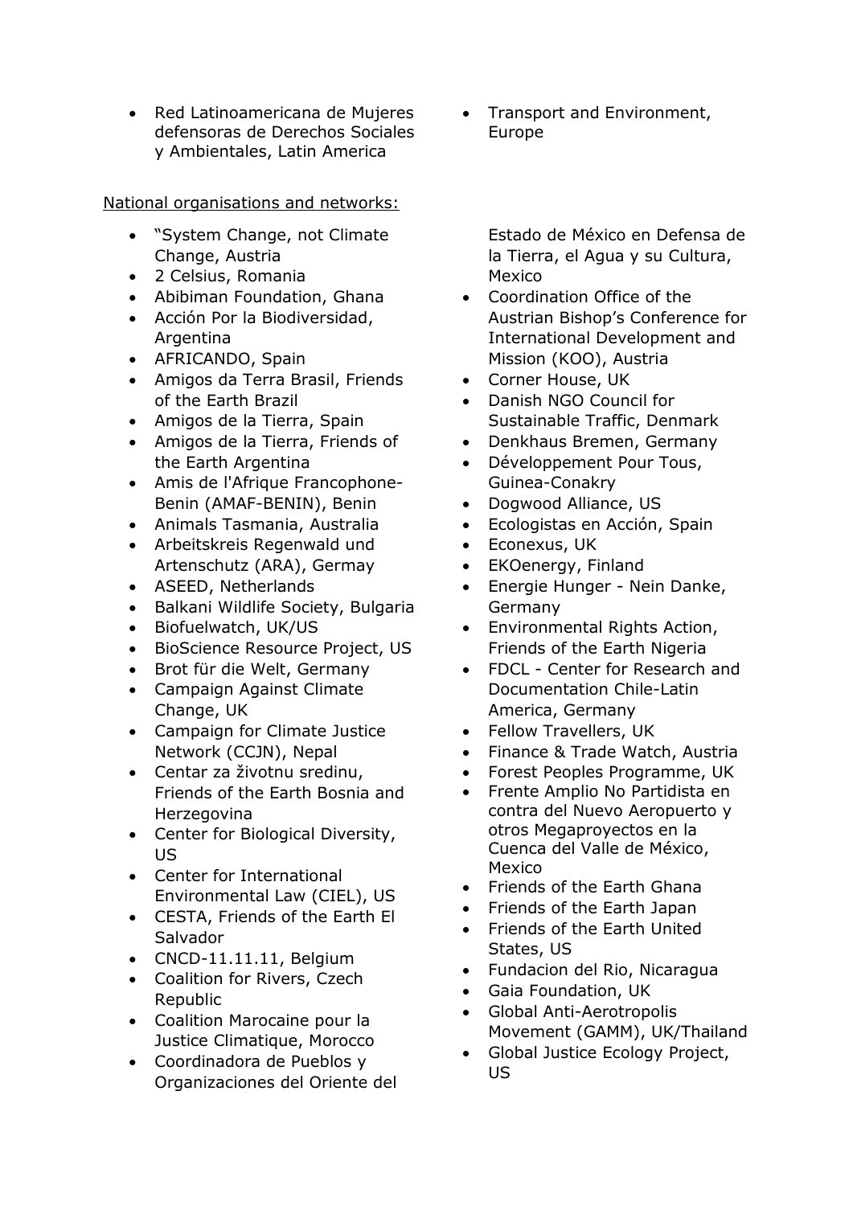- Red Latinoamericana de Mujeres defensoras de Derechos Sociales y Ambientales, Latin America
- Transport and Environment, Europe

National organisations and networks:

- "System Change, not Climate Change, Austria
- 2 Celsius, Romania
- Abibiman Foundation, Ghana
- Acción Por la Biodiversidad, Argentina
- AFRICANDO, Spain
- Amigos da Terra Brasil, Friends of the Earth Brazil
- Amigos de la Tierra, Spain
- Amigos de la Tierra, Friends of the Earth Argentina
- Amis de l'Afrique Francophone-Benin (AMAF-BENIN), Benin
- Animals Tasmania, Australia
- Arbeitskreis Regenwald und Artenschutz (ARA), Germay
- ASEED, Netherlands
- Balkani Wildlife Society, Bulgaria
- Biofuelwatch, UK/US
- BioScience Resource Project, US
- Brot für die Welt, Germany
- Campaign Against Climate Change, UK
- Campaign for Climate Justice Network (CCJN), Nepal
- Centar za životnu sredinu, Friends of the Earth Bosnia and Herzegovina
- Center for Biological Diversity, US
- Center for International Environmental Law (CIEL), US
- CESTA, Friends of the Earth El Salvador
- CNCD-11.11.11, Belgium
- Coalition for Rivers, Czech Republic
- Coalition Marocaine pour la Justice Climatique, Morocco
- Coordinadora de Pueblos y Organizaciones del Oriente del Estado de México en Defensa de la Tierra, el Agua y su Cultura, Mexico
- Coordination Office of the Austrian Bishop's Conference for International Development and Mission (KOO), Austria
- Corner House, UK
- Danish NGO Council for Sustainable Traffic, Denmark
- Denkhaus Bremen, Germany
- Développement Pour Tous, Guinea-Conakry
- Dogwood Alliance, US
- Ecologistas en Acción, Spain
- Econexus, UK
- EKOenergy, Finland
- Energie Hunger - Nein Danke, Germany
- Environmental Rights Action, Friends of the Earth Nigeria
- FDCL - Center for Research and Documentation Chile-Latin America, Germany
- Fellow Travellers, UK
- Finance & Trade Watch, Austria
- Forest Peoples Programme, UK
- Frente Amplio No Partidista en contra del Nuevo Aeropuerto y otros Megaproyectos en la Cuenca del Valle de México, Mexico
- Friends of the Earth Ghana
- Friends of the Earth Japan
- Friends of the Earth United States, US
- Fundacion del Rio, Nicaragua
- Gaia Foundation, UK
- Global Anti-Aerotropolis Movement (GAMM), UK/Thailand
- Global Justice Ecology Project, US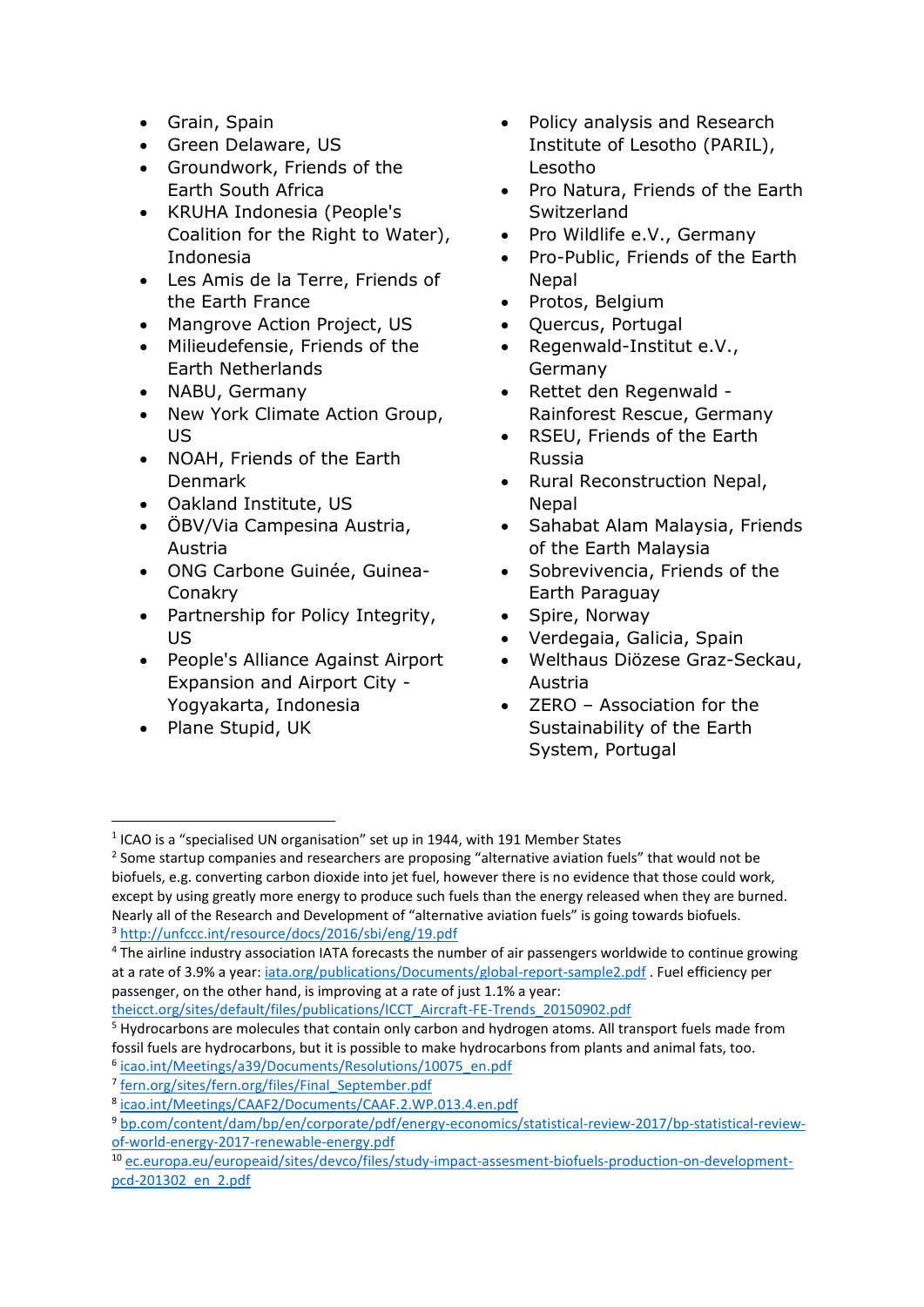- Grain, Spain
- Green Delaware, US
- Groundwork, Friends of the Earth South Africa
- KRUHA Indonesia (People's Coalition for the Right to Water), Indonesia
- Les Amis de la Terre, Friends of the Earth France
- Mangrove Action Project, US
- Milieudefensie, Friends of the Earth Netherlands
- NABU, Germany
- New York Climate Action Group, US
- NOAH, Friends of the Earth Denmark
- Oakland Institute, US
- ÖBV/Via Campesina Austria, Austria
- ONG Carbone Guinée, Guinea-Conakry
- Partnership for Policy Integrity, US
- People's Alliance Against Airport Expansion and Airport City - Yogyakarta, Indonesia
- Plane Stupid, UK
- Policy analysis and Research Institute of Lesotho (PARIL), Lesotho
- Pro Natura, Friends of the Earth Switzerland
- Pro Wildlife e.V., Germany
- Pro-Public, Friends of the Earth Nepal
- Protos, Belgium
- Quercus, Portugal
- Regenwald-Institut e.V., Germany
- Rettet den Regenwald - Rainforest Rescue, Germany
- RSEU, Friends of the Earth Russia
- Rural Reconstruction Nepal, Nepal
- Sahabat Alam Malaysia, Friends of the Earth Malaysia
- Sobrevivencia, Friends of the Earth Paraguay
- Spire, Norway
- Verdegaia, Galicia, Spain
- Welthaus Diözese Graz-Seckau, Austria
- ZERO – Association for the Sustainability of the Earth System, Portugal

---

[1] ICAO is a "specialised UN organisation" set up in 1944, with 191 Member States

[2] Some startup companies and researchers are proposing "alternative aviation fuels" that would not be biofuels, e.g. converting carbon dioxide into jet fuel, however there is no evidence that those could work, except by using greatly more energy to produce such fuels than the energy released when they are burned. Nearly all of the Research and Development of "alternative aviation fuels" is going towards biofuels.

[3] http://unfccc.int/resource/docs/2016/sbi/eng/19.pdf

[4] The airline industry association IATA forecasts the number of air passengers worldwide to continue growing at a rate of 3.9% a year: iata.org/publications/Documents/global-report-sample2.pdf . Fuel efficiency per passenger, on the other hand, is improving at a rate of just 1.1% a year: theicct.org/sites/default/files/publications/ICCT_Aircraft-FE-Trends_20150902.pdf

[5] Hydrocarbons are molecules that contain only carbon and hydrogen atoms. All transport fuels made from fossil fuels are hydrocarbons, but it is possible to make hydrocarbons from plants and animal fats, too.

[6] icao.int/Meetings/a39/Documents/Resolutions/10075_en.pdf

[7] fern.org/sites/fern.org/files/Final_September.pdf

[8] icao.int/Meetings/CAAF2/Documents/CAAF.2.WP.013.4.en.pdf

[9] bp.com/content/dam/bp/en/corporate/pdf/energy-economics/statistical-review-2017/bp-statistical-review-of-world-energy-2017-renewable-energy.pdf

[10] ec.europa.eu/europeaid/sites/devco/files/study-impact-assesment-biofuels-production-on-development-pcd-201302_en_2.pdf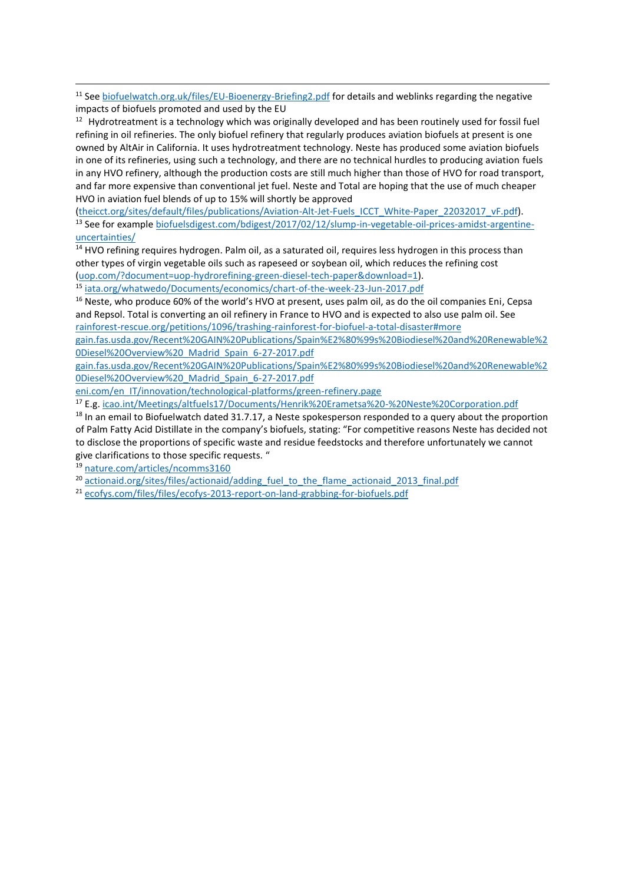[11] See biofuelwatch.org.uk/files/EU-Bioenergy-Briefing2.pdf for details and weblinks regarding the negative impacts of biofuels promoted and used by the EU

[12] Hydrotreatment is a technology which was originally developed and has been routinely used for fossil fuel refining in oil refineries. The only biofuel refinery that regularly produces aviation biofuels at present is one owned by AltAir in California. It uses hydrotreatment technology. Neste has produced some aviation biofuels in one of its refineries, using such a technology, and there are no technical hurdles to producing aviation fuels in any HVO refinery, although the production costs are still much higher than those of HVO for road transport, and far more expensive than conventional jet fuel. Neste and Total are hoping that the use of much cheaper HVO in aviation fuel blends of up to 15% will shortly be approved (theicct.org/sites/default/files/publications/Aviation-Alt-Jet-Fuels_ICCT_White-Paper_22032017_vF.pdf).

[13] See for example biofuelsdigest.com/bdigest/2017/02/12/slump-in-vegetable-oil-prices-amidst-argentine-uncertainties/

[14] HVO refining requires hydrogen. Palm oil, as a saturated oil, requires less hydrogen in this process than other types of virgin vegetable oils such as rapeseed or soybean oil, which reduces the refining cost (uop.com/?document=uop-hydrorefining-green-diesel-tech-paper&download=1).

[15] iata.org/whatwedo/Documents/economics/chart-of-the-week-23-Jun-2017.pdf

[16] Neste, who produce 60% of the world's HVO at present, uses palm oil, as do the oil companies Eni, Cepsa and Repsol. Total is converting an oil refinery in France to HVO and is expected to also use palm oil. See rainforest-rescue.org/petitions/1096/trashing-rainforest-for-biofuel-a-total-disaster#more
gain.fas.usda.gov/Recent%20GAIN%20Publications/Spain%E2%80%99s%20Biodiesel%20and%20Renewable%20Diesel%20Overview%20_Madrid_Spain_6-27-2017.pdf
gain.fas.usda.gov/Recent%20GAIN%20Publications/Spain%E2%80%99s%20Biodiesel%20and%20Renewable%20Diesel%20Overview%20_Madrid_Spain_6-27-2017.pdf
eni.com/en_IT/innovation/technological-platforms/green-refinery.page

[17] E.g. icao.int/Meetings/altfuels17/Documents/Henrik%20Erametsa%20-%20Neste%20Corporation.pdf

[18] In an email to Biofuelwatch dated 31.7.17, a Neste spokesperson responded to a query about the proportion of Palm Fatty Acid Distillate in the company's biofuels, stating: "For competitive reasons Neste has decided not to disclose the proportions of specific waste and residue feedstocks and therefore unfortunately we cannot give clarifications to those specific requests. "

[19] nature.com/articles/ncomms3160

[20] actionaid.org/sites/files/actionaid/adding_fuel_to_the_flame_actionaid_2013_final.pdf

[21] ecofys.com/files/files/ecofys-2013-report-on-land-grabbing-for-biofuels.pdf